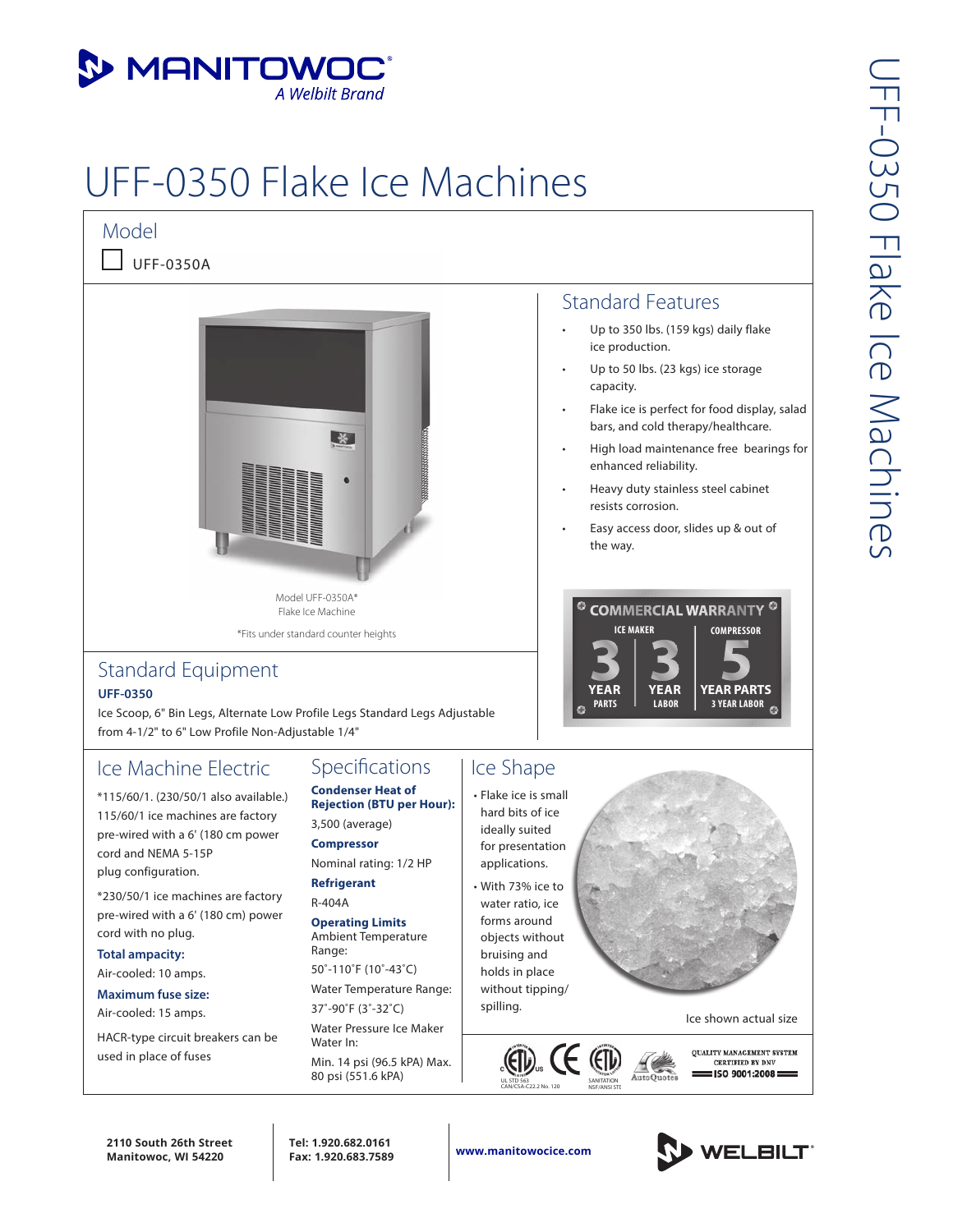MANITOWOC
*A Welbilt Brand*

# UFF-0350 Flake Ice Machines

## Model

☐ UFF-0350A

Model UFF-0350A*
Flake Ice Machine

*Fits under standard counter heights

## Standard Features

- Up to 350 lbs. (159 kgs) daily flake ice production.
- Up to 50 lbs. (23 kgs) ice storage capacity.
- Flake ice is perfect for food display, salad bars, and cold therapy/healthcare.
- High load maintenance free bearings for enhanced reliability.
- Heavy duty stainless steel cabinet resists corrosion.
- Easy access door, slides up & out of the way.

**COMMERCIAL WARRANTY**

| ICE MAKER | | COMPRESSOR |
|---|---|---|
| 3 YEAR PARTS | 3 YEAR LABOR | 5 YEAR PARTS 3 YEAR LABOR |

## Standard Equipment

**UFF-0350**

Ice Scoop, 6" Bin Legs, Alternate Low Profile Legs Standard Legs Adjustable from 4-1/2" to 6" Low Profile Non-Adjustable 1/4"

## Ice Machine Electric

*115/60/1. (230/50/1 also available.) 115/60/1 ice machines are factory pre-wired with a 6' (180 cm power cord and NEMA 5-15P plug configuration.

*230/50/1 ice machines are factory pre-wired with a 6' (180 cm) power cord with no plug.

**Total ampacity:**

Air-cooled: 10 amps.

**Maximum fuse size:**

Air-cooled: 15 amps.

HACR-type circuit breakers can be used in place of fuses

## Specifications

**Condenser Heat of Rejection (BTU per Hour):**

3,500 (average)

**Compressor**

Nominal rating: 1/2 HP

**Refrigerant**

R-404A

**Operating Limits**

Ambient Temperature Range:

50˚-110˚F (10˚-43˚C)

Water Temperature Range:

37˚-90˚F (3˚-32˚C)

Water Pressure Ice Maker Water In:

Min. 14 psi (96.5 kPA) Max. 80 psi (551.6 kPA)

## Ice Shape

- Flake ice is small hard bits of ice ideally suited for presentation applications.
- With 73% ice to water ratio, ice forms around objects without bruising and holds in place without tipping/spilling.

Ice shown actual size

UL STD 563 CAN/CSA-C22.2 No. 120 — SANITATION NSF/ANSI STD — AutoQuotes — QUALITY MANAGEMENT SYSTEM CERTIFIED BY DNV ISO 9001:2008

**2110 South 26th Street**
**Manitowoc, WI 54220**

**Tel: 1.920.682.0161**
**Fax: 1.920.683.7589**

**www.manitowocice.com**

WELBILT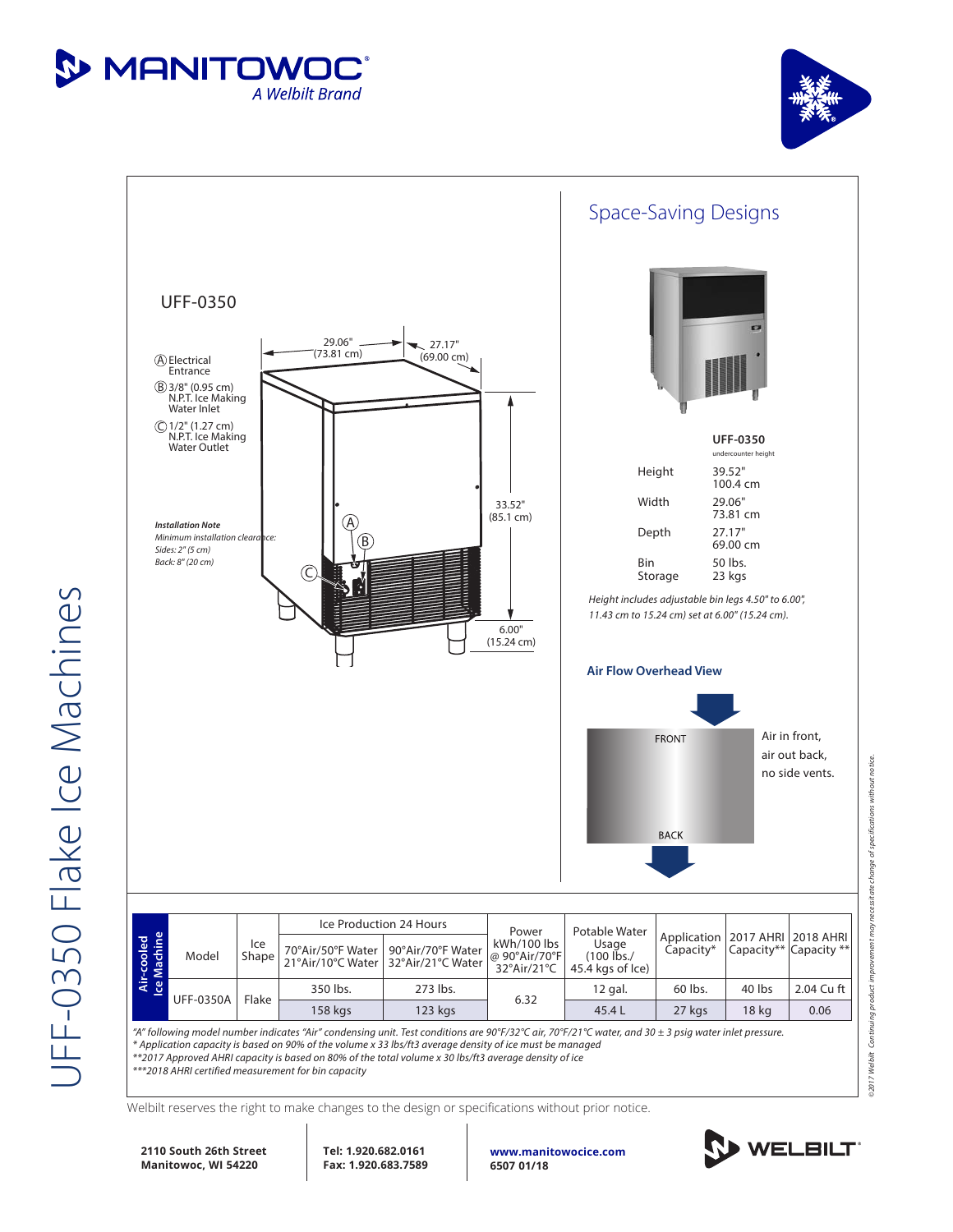# UFF-0350 Flake Ice Machines

## UFF-0350

Ⓐ Electrical Entrance

Ⓑ 3/8" (0.95 cm) N.P.T. Ice Making Water Inlet

Ⓒ 1/2" (1.27 cm) N.P.T. Ice Making Water Outlet

29.06" (73.81 cm)

27.17" (69.00 cm)

33.52" (85.1 cm)

6.00" (15.24 cm)

***Installation Note***

*Minimum installation clearance:*
*Sides: 2" (5 cm)*
*Back: 8" (20 cm)*

## Space-Saving Designs

| | UFF-0350 undercounter height |
|---|---|
| Height | 39.52" 100.4 cm |
| Width | 29.06" 73.81 cm |
| Depth | 27.17" 69.00 cm |
| Bin Storage | 50 lbs. 23 kgs |

*Height includes adjustable bin legs 4.50" to 6.00", 11.43 cm to 15.24 cm) set at 6.00" (15.24 cm).*

### Air Flow Overhead View

FRONT

BACK

Air in front, air out back, no side vents.

| Air-cooled Ice Machine | Model | Ice Shape | Ice Production 24 Hours | | Power kWh/100 lbs @ 90°Air/70°F 32°Air/21°C | Potable Water Usage (100 lbs./ 45.4 kgs of Ice) | Application Capacity* | 2017 AHRI Capacity** | 2018 AHRI Capacity ** |
|---|---|---|---|---|---|---|---|---|---|
| | | | 70°Air/50°F Water 21°Air/10°C Water | 90°Air/70°F Water 32°Air/21°C Water | | | | | |
| | UFF-0350A | Flake | 350 lbs. | 273 lbs. | 6.32 | 12 gal. | 60 lbs. | 40 lbs | 2.04 Cu ft |
| | | | 158 kgs | 123 kgs | | 45.4 L | 27 kgs | 18 kg | 0.06 |

*"A" following model number indicates "Air" condensing unit. Test conditions are 90°F/32°C air, 70°F/21°C water, and 30 ± 3 psig water inlet pressure.*
*\* Application capacity is based on 90% of the volume x 33 lbs/ft3 average density of ice must be managed*
*\*\*2017 Approved AHRI capacity is based on 80% of the total volume x 30 lbs/ft3 average density of ice*
*\*\*\*2018 AHRI certified measurement for bin capacity*

Welbilt reserves the right to make changes to the design or specifications without prior notice.

*©2017 Welbilt. Continuing product improvement may necessitate change of specifications without notice.*

**2110 South 26th Street**
**Manitowoc, WI 54220**

**Tel: 1.920.682.0161**
**Fax: 1.920.683.7589**

**www.manitowocice.com**
**6507 01/18**